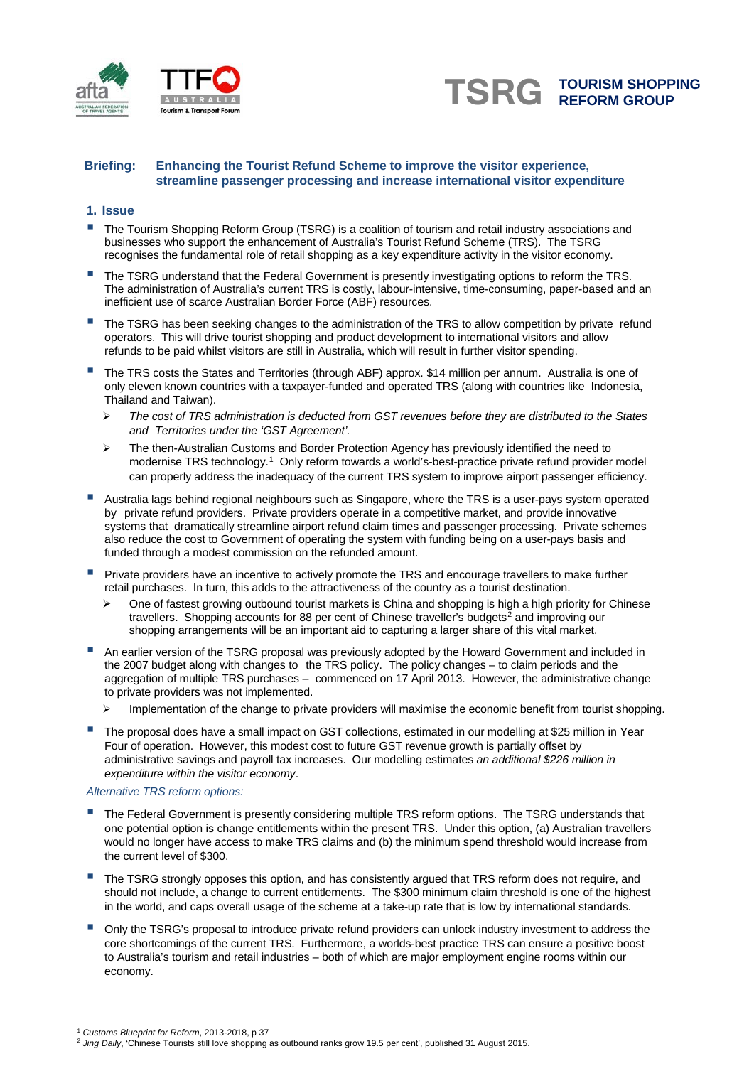**TSRG** **TOURISM SHOPPING REFORM GROUP**

## Briefing: Enhancing the Tourist Refund Scheme to improve the visitor experience, streamline passenger processing and increase international visitor expenditure

### 1. Issue

- The Tourism Shopping Reform Group (TSRG) is a coalition of tourism and retail industry associations and businesses who support the enhancement of Australia's Tourist Refund Scheme (TRS). The TSRG recognises the fundamental role of retail shopping as a key expenditure activity in the visitor economy.
- The TSRG understand that the Federal Government is presently investigating options to reform the TRS. The administration of Australia's current TRS is costly, labour-intensive, time-consuming, paper-based and an inefficient use of scarce Australian Border Force (ABF) resources.
- The TSRG has been seeking changes to the administration of the TRS to allow competition by private refund operators. This will drive tourist shopping and product development to international visitors and allow refunds to be paid whilst visitors are still in Australia, which will result in further visitor spending.
- The TRS costs the States and Territories (through ABF) approx. $14 million per annum. Australia is one of only eleven known countries with a taxpayer-funded and operated TRS (along with countries like Indonesia, Thailand and Taiwan).
  - *The cost of TRS administration is deducted from GST revenues before they are distributed to the States and Territories under the 'GST Agreement'.*
  - The then-Australian Customs and Border Protection Agency has previously identified the need to modernise TRS technology.[1] Only reform towards a world's-best-practice private refund provider model can properly address the inadequacy of the current TRS system to improve airport passenger efficiency.
- Australia lags behind regional neighbours such as Singapore, where the TRS is a user-pays system operated by private refund providers. Private providers operate in a competitive market, and provide innovative systems that dramatically streamline airport refund claim times and passenger processing. Private schemes also reduce the cost to Government of operating the system with funding being on a user-pays basis and funded through a modest commission on the refunded amount.
- Private providers have an incentive to actively promote the TRS and encourage travellers to make further retail purchases. In turn, this adds to the attractiveness of the country as a tourist destination.
  - One of fastest growing outbound tourist markets is China and shopping is high a high priority for Chinese travellers. Shopping accounts for 88 per cent of Chinese traveller's budgets[2] and improving our shopping arrangements will be an important aid to capturing a larger share of this vital market.
- An earlier version of the TSRG proposal was previously adopted by the Howard Government and included in the 2007 budget along with changes to the TRS policy. The policy changes – to claim periods and the aggregation of multiple TRS purchases – commenced on 17 April 2013. However, the administrative change to private providers was not implemented.
  - Implementation of the change to private providers will maximise the economic benefit from tourist shopping.
- The proposal does have a small impact on GST collections, estimated in our modelling at $25 million in Year Four of operation. However, this modest cost to future GST revenue growth is partially offset by administrative savings and payroll tax increases. Our modelling estimates *an additional $226 million in expenditure within the visitor economy*.

*Alternative TRS reform options:*

- The Federal Government is presently considering multiple TRS reform options. The TSRG understands that one potential option is change entitlements within the present TRS. Under this option, (a) Australian travellers would no longer have access to make TRS claims and (b) the minimum spend threshold would increase from the current level of $300.
- The TSRG strongly opposes this option, and has consistently argued that TRS reform does not require, and should not include, a change to current entitlements. The $300 minimum claim threshold is one of the highest in the world, and caps overall usage of the scheme at a take-up rate that is low by international standards.
- Only the TSRG's proposal to introduce private refund providers can unlock industry investment to address the core shortcomings of the current TRS. Furthermore, a worlds-best practice TRS can ensure a positive boost to Australia's tourism and retail industries – both of which are major employment engine rooms within our economy.

---

[1] *Customs Blueprint for Reform*, 2013-2018, p 37

[2] *Jing Daily*, 'Chinese Tourists still love shopping as outbound ranks grow 19.5 per cent', published 31 August 2015.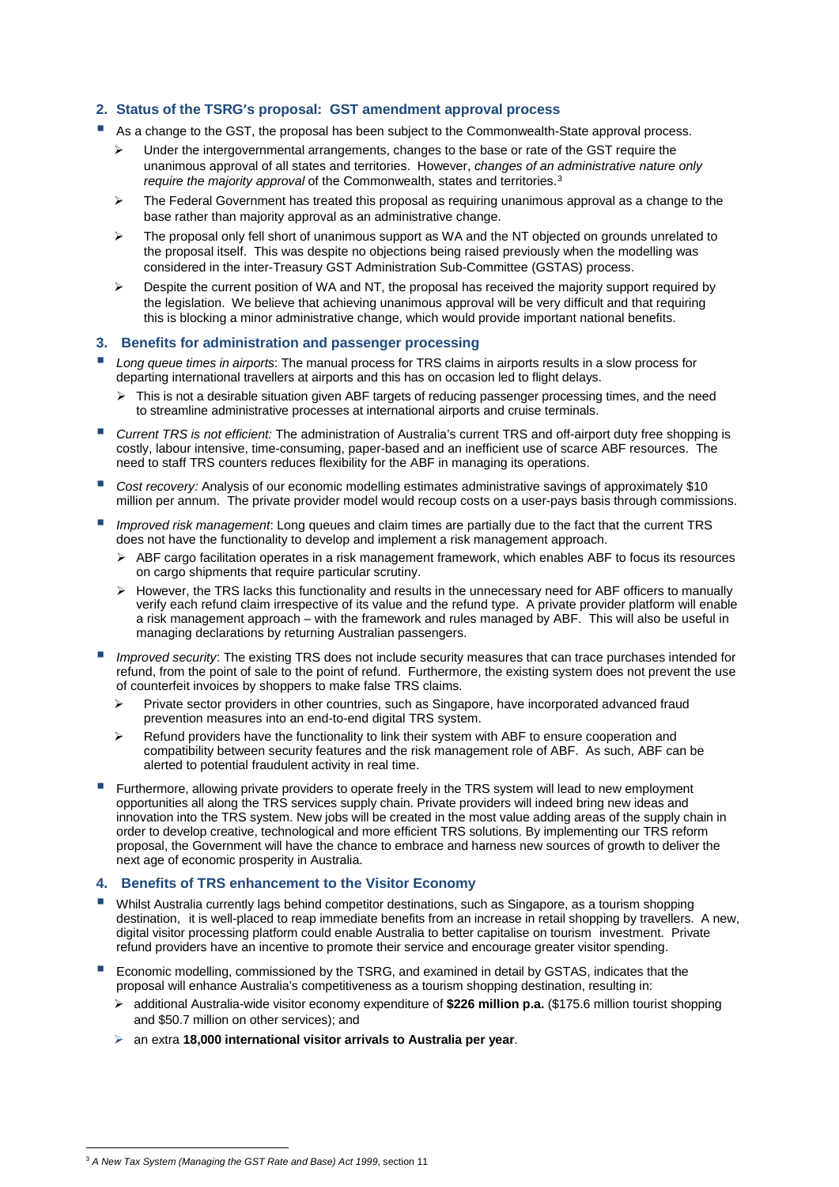## 2. Status of the TSRG's proposal: GST amendment approval process

- As a change to the GST, the proposal has been subject to the Commonwealth-State approval process.
  - Under the intergovernmental arrangements, changes to the base or rate of the GST require the unanimous approval of all states and territories. However, *changes of an administrative nature only require the majority approval* of the Commonwealth, states and territories.[3]
  - The Federal Government has treated this proposal as requiring unanimous approval as a change to the base rather than majority approval as an administrative change.
  - The proposal only fell short of unanimous support as WA and the NT objected on grounds unrelated to the proposal itself. This was despite no objections being raised previously when the modelling was considered in the inter-Treasury GST Administration Sub-Committee (GSTAS) process.
  - Despite the current position of WA and NT, the proposal has received the majority support required by the legislation. We believe that achieving unanimous approval will be very difficult and that requiring this is blocking a minor administrative change, which would provide important national benefits.

## 3. Benefits for administration and passenger processing

- *Long queue times in airports*: The manual process for TRS claims in airports results in a slow process for departing international travellers at airports and this has on occasion led to flight delays.
  - This is not a desirable situation given ABF targets of reducing passenger processing times, and the need to streamline administrative processes at international airports and cruise terminals.
- *Current TRS is not efficient:* The administration of Australia's current TRS and off-airport duty free shopping is costly, labour intensive, time-consuming, paper-based and an inefficient use of scarce ABF resources. The need to staff TRS counters reduces flexibility for the ABF in managing its operations.
- *Cost recovery:* Analysis of our economic modelling estimates administrative savings of approximately $10 million per annum. The private provider model would recoup costs on a user-pays basis through commissions.
- *Improved risk management*: Long queues and claim times are partially due to the fact that the current TRS does not have the functionality to develop and implement a risk management approach.
  - ABF cargo facilitation operates in a risk management framework, which enables ABF to focus its resources on cargo shipments that require particular scrutiny.
  - However, the TRS lacks this functionality and results in the unnecessary need for ABF officers to manually verify each refund claim irrespective of its value and the refund type. A private provider platform will enable a risk management approach – with the framework and rules managed by ABF. This will also be useful in managing declarations by returning Australian passengers.
- *Improved security*: The existing TRS does not include security measures that can trace purchases intended for refund, from the point of sale to the point of refund. Furthermore, the existing system does not prevent the use of counterfeit invoices by shoppers to make false TRS claims.
  - Private sector providers in other countries, such as Singapore, have incorporated advanced fraud prevention measures into an end-to-end digital TRS system.
  - Refund providers have the functionality to link their system with ABF to ensure cooperation and compatibility between security features and the risk management role of ABF. As such, ABF can be alerted to potential fraudulent activity in real time.
- Furthermore, allowing private providers to operate freely in the TRS system will lead to new employment opportunities all along the TRS services supply chain. Private providers will indeed bring new ideas and innovation into the TRS system. New jobs will be created in the most value adding areas of the supply chain in order to develop creative, technological and more efficient TRS solutions. By implementing our TRS reform proposal, the Government will have the chance to embrace and harness new sources of growth to deliver the next age of economic prosperity in Australia.

## 4. Benefits of TRS enhancement to the Visitor Economy

- Whilst Australia currently lags behind competitor destinations, such as Singapore, as a tourism shopping destination, it is well-placed to reap immediate benefits from an increase in retail shopping by travellers. A new, digital visitor processing platform could enable Australia to better capitalise on tourism investment. Private refund providers have an incentive to promote their service and encourage greater visitor spending.
- Economic modelling, commissioned by the TSRG, and examined in detail by GSTAS, indicates that the proposal will enhance Australia's competitiveness as a tourism shopping destination, resulting in:
  - additional Australia-wide visitor economy expenditure of **$226 million p.a.** ($175.6 million tourist shopping and $50.7 million on other services); and
  - an extra **18,000 international visitor arrivals to Australia per year**.

[3] *A New Tax System (Managing the GST Rate and Base) Act 1999*, section 11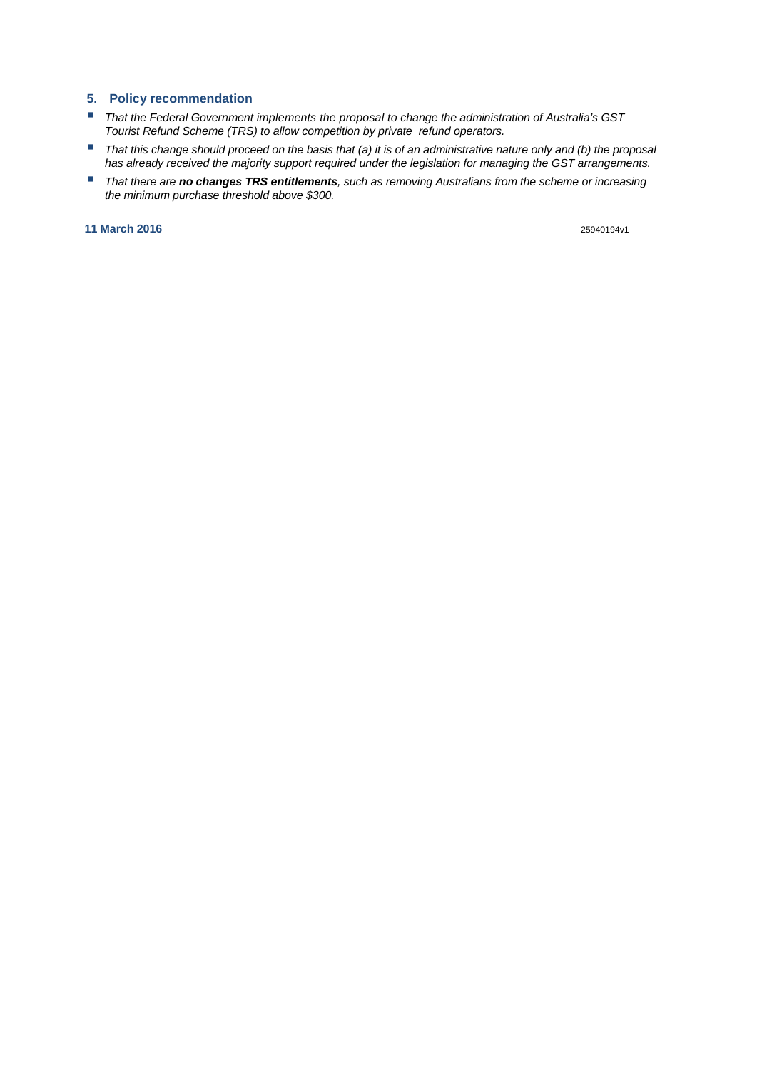## 5. Policy recommendation

- *That the Federal Government implements the proposal to change the administration of Australia's GST Tourist Refund Scheme (TRS) to allow competition by private refund operators.*
- *That this change should proceed on the basis that (a) it is of an administrative nature only and (b) the proposal has already received the majority support required under the legislation for managing the GST arrangements.*
- *That there are **no changes TRS entitlements**, such as removing Australians from the scheme or increasing the minimum purchase threshold above $300.*

**11 March 2016**

25940194v1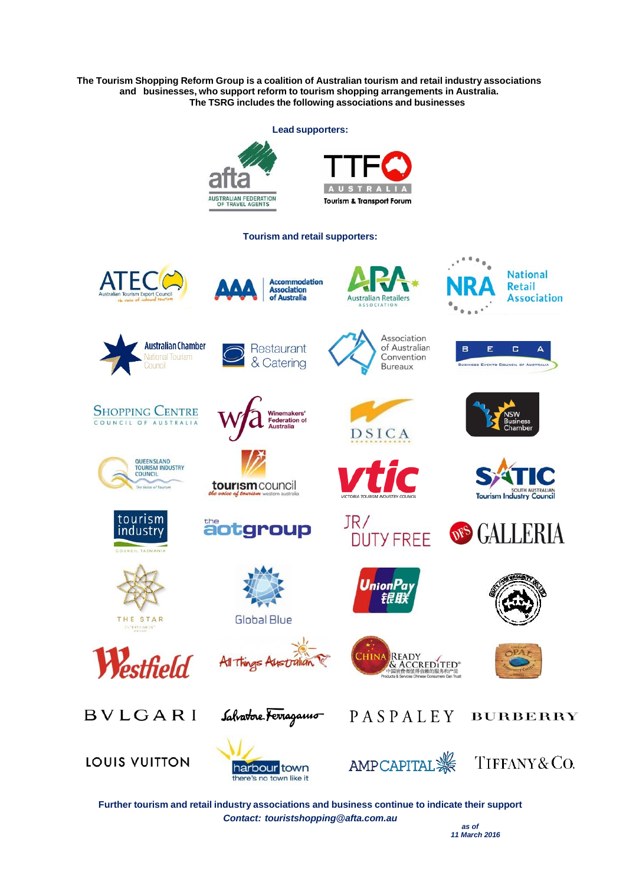**The Tourism Shopping Reform Group is a coalition of Australian tourism and retail industry associations and businesses, who support reform to tourism shopping arrangements in Australia. The TSRG includes the following associations and businesses**

**Lead supporters:**

afta AUSTRALIAN FEDERATION OF TRAVEL AGENTS

TTF AUSTRALIA Tourism & Transport Forum

**Tourism and retail supporters:**

ATEC Australian Tourism Export Council *the voice of inbound tourism*

AAA Accommodation Association of Australia

ARA Australian Retailers Association

NRA National Retail Association

Australian Chamber National Tourism Council

Restaurant & Catering

Association of Australian Convention Bureaux

BECA Business Events Council of Australia

Shopping Centre Council of Australia

wfa Winemakers' Federation of Australia

DSICA

NSW Business Chamber

Queensland Tourism Industry Council *The Voice of Tourism*

tourism council *the voice of tourism* western australia

vtic Victoria Tourism Industry Council

SATIC South Australian Tourism Industry Council

tourism industry council Tasmania

the aotgroup

JR/ DUTY FREE

DFS GALLERIA

THE STAR

Global Blue

UnionPay 银联

Westfield

All Things Australian

China Ready & Accredited 中国消费者值得信赖的服务和产品 Products & Services Chinese Consumers Can Trust

Opal Discovery Centre

BVLGARI

Salvatore Ferragamo

PASPALEY

BURBERRY

LOUIS VUITTON

harbour town there's no town like it

AMP CAPITAL

TIFFANY & Co.

**Further tourism and retail industry associations and business continue to indicate their support**

***Contact: touristshopping@afta.com.au***

***as of 11 March 2016***